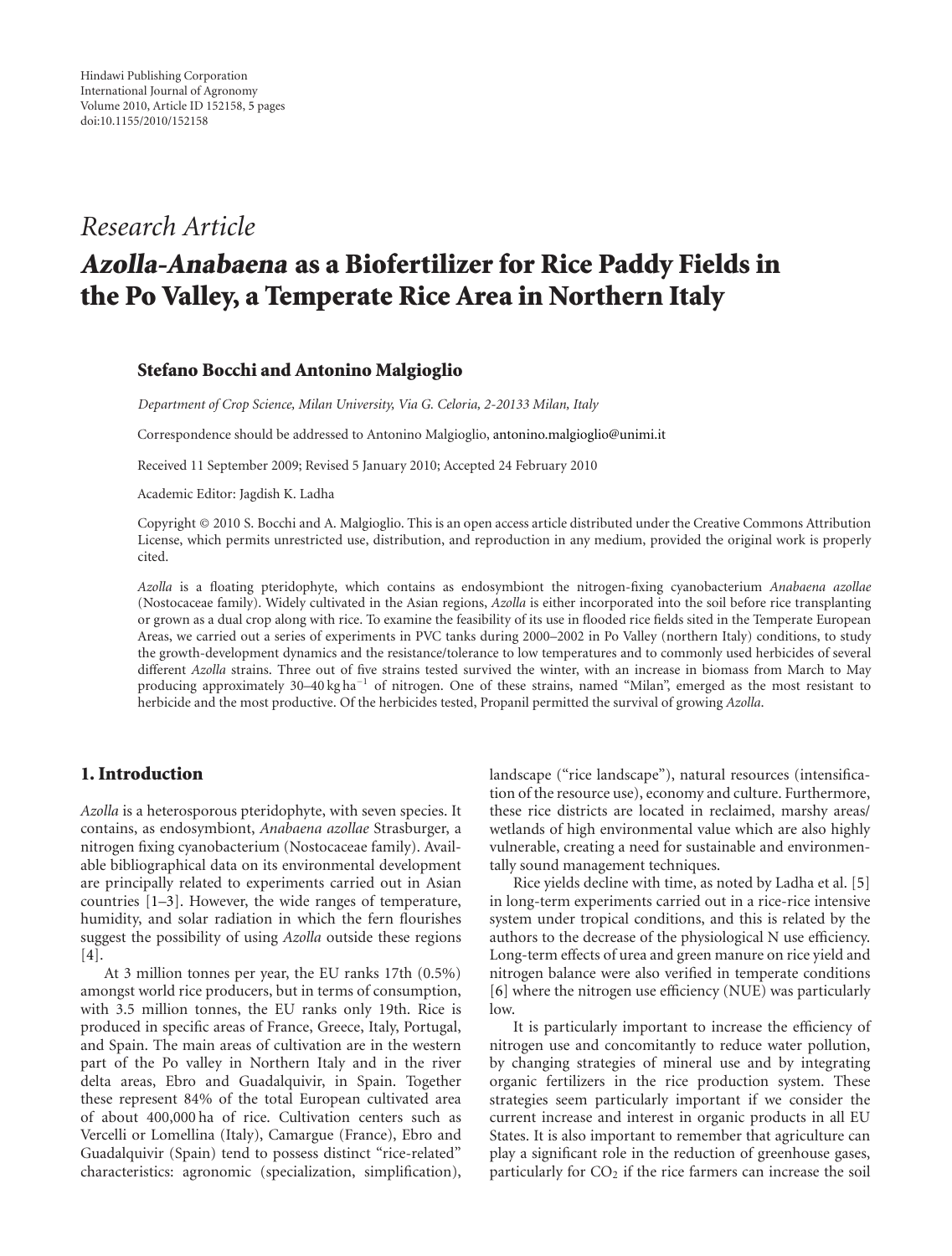Research Article

# *Azolla-Anabaena* as a Biofertilizer for Rice Paddy Fields in the Po Valley, a Temperate Rice Area in Northern Italy

**Stefano Bocchi and Antonino Malgioglio**

*Department of Crop Science, Milan University, Via G. Celoria, 2-20133 Milan, Italy*

Correspondence should be addressed to Antonino Malgioglio, antonino.malgioglio@unimi.it

Received 11 September 2009; Revised 5 January 2010; Accepted 24 February 2010

Academic Editor: Jagdish K. Ladha

Copyright © 2010 S. Bocchi and A. Malgioglio. This is an open access article distributed under the Creative Commons Attribution License, which permits unrestricted use, distribution, and reproduction in any medium, provided the original work is properly cited.

*Azolla* is a floating pteridophyte, which contains as endosymbiont the nitrogen-fixing cyanobacterium *Anabaena azollae* (Nostocaceae family). Widely cultivated in the Asian regions, *Azolla* is either incorporated into the soil before rice transplanting or grown as a dual crop along with rice. To examine the feasibility of its use in flooded rice fields sited in the Temperate European Areas, we carried out a series of experiments in PVC tanks during 2000–2002 in Po Valley (northern Italy) conditions, to study the growth-development dynamics and the resistance/tolerance to low temperatures and to commonly used herbicides of several different *Azolla* strains. Three out of five strains tested survived the winter, with an increase in biomass from March to May producing approximately 30–40 kg ha$^{-1}$ of nitrogen. One of these strains, named "Milan", emerged as the most resistant to herbicide and the most productive. Of the herbicides tested, Propanil permitted the survival of growing *Azolla*.

## 1. Introduction

*Azolla* is a heterosporous pteridophyte, with seven species. It contains, as endosymbiont, *Anabaena azollae* Strasburger, a nitrogen fixing cyanobacterium (Nostocaceae family). Available bibliographical data on its environmental development are principally related to experiments carried out in Asian countries [1–3]. However, the wide ranges of temperature, humidity, and solar radiation in which the fern flourishes suggest the possibility of using *Azolla* outside these regions [4].

At 3 million tonnes per year, the EU ranks 17th (0.5%) amongst world rice producers, but in terms of consumption, with 3.5 million tonnes, the EU ranks only 19th. Rice is produced in specific areas of France, Greece, Italy, Portugal, and Spain. The main areas of cultivation are in the western part of the Po valley in Northern Italy and in the river delta areas, Ebro and Guadalquivir, in Spain. Together these represent 84% of the total European cultivated area of about 400,000 ha of rice. Cultivation centers such as Vercelli or Lomellina (Italy), Camargue (France), Ebro and Guadalquivir (Spain) tend to possess distinct "rice-related" characteristics: agronomic (specialization, simplification), landscape ("rice landscape"), natural resources (intensification of the resource use), economy and culture. Furthermore, these rice districts are located in reclaimed, marshy areas/wetlands of high environmental value which are also highly vulnerable, creating a need for sustainable and environmentally sound management techniques.

Rice yields decline with time, as noted by Ladha et al. [5] in long-term experiments carried out in a rice-rice intensive system under tropical conditions, and this is related by the authors to the decrease of the physiological N use efficiency. Long-term effects of urea and green manure on rice yield and nitrogen balance were also verified in temperate conditions [6] where the nitrogen use efficiency (NUE) was particularly low.

It is particularly important to increase the efficiency of nitrogen use and concomitantly to reduce water pollution, by changing strategies of mineral use and by integrating organic fertilizers in the rice production system. These strategies seem particularly important if we consider the current increase and interest in organic products in all EU States. It is also important to remember that agriculture can play a significant role in the reduction of greenhouse gases, particularly for $CO_2$ if the rice farmers can increase the soil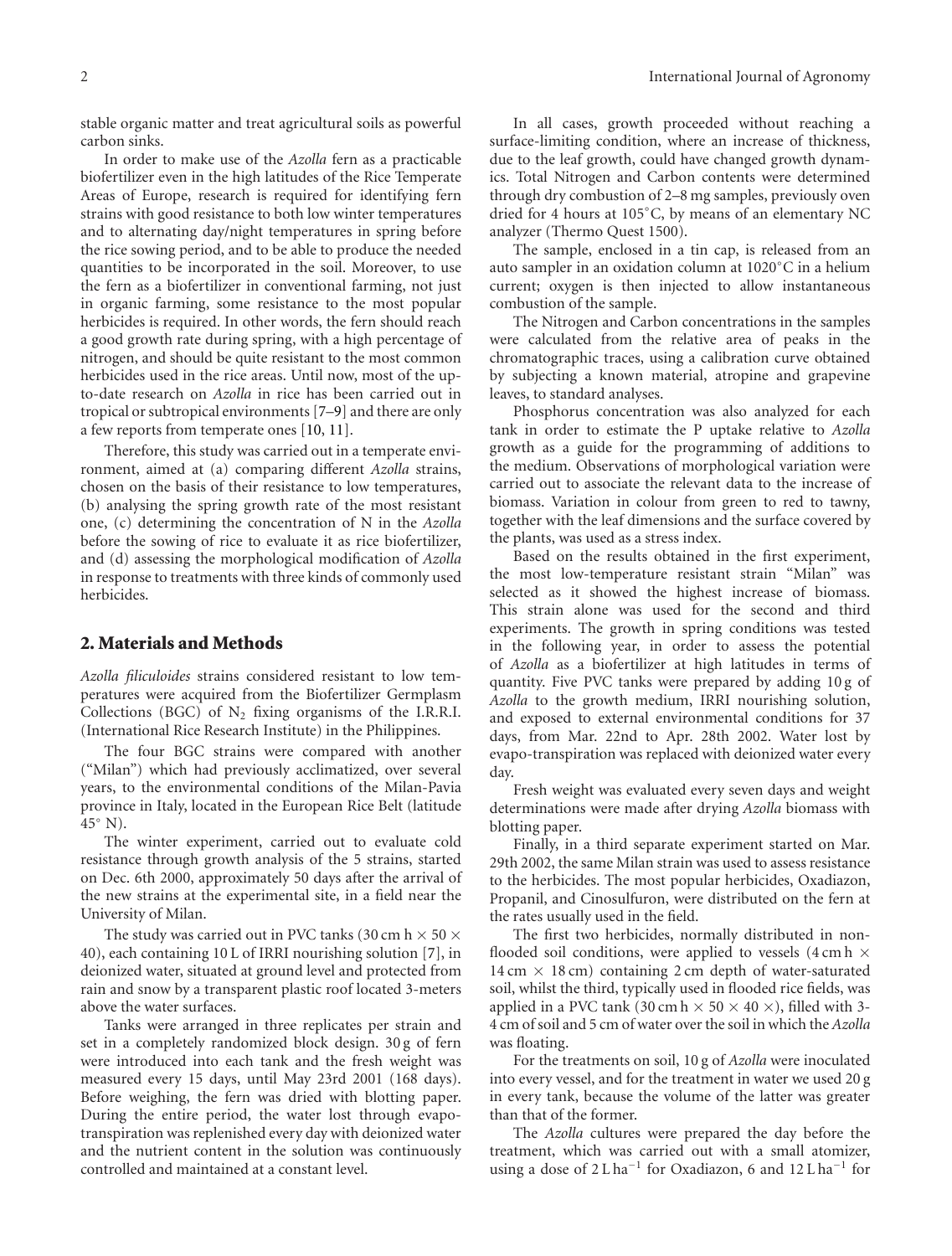stable organic matter and treat agricultural soils as powerful carbon sinks.

In order to make use of the *Azolla* fern as a practicable biofertilizer even in the high latitudes of the Rice Temperate Areas of Europe, research is required for identifying fern strains with good resistance to both low winter temperatures and to alternating day/night temperatures in spring before the rice sowing period, and to be able to produce the needed quantities to be incorporated in the soil. Moreover, to use the fern as a biofertilizer in conventional farming, not just in organic farming, some resistance to the most popular herbicides is required. In other words, the fern should reach a good growth rate during spring, with a high percentage of nitrogen, and should be quite resistant to the most common herbicides used in the rice areas. Until now, most of the up-to-date research on *Azolla* in rice has been carried out in tropical or subtropical environments [7–9] and there are only a few reports from temperate ones [10, 11].

Therefore, this study was carried out in a temperate environment, aimed at (a) comparing different *Azolla* strains, chosen on the basis of their resistance to low temperatures, (b) analysing the spring growth rate of the most resistant one, (c) determining the concentration of N in the *Azolla* before the sowing of rice to evaluate it as rice biofertilizer, and (d) assessing the morphological modification of *Azolla* in response to treatments with three kinds of commonly used herbicides.

## 2. Materials and Methods

*Azolla filiculoides* strains considered resistant to low temperatures were acquired from the Biofertilizer Germplasm Collections (BGC) of $N_2$ fixing organisms of the I.R.R.I. (International Rice Research Institute) in the Philippines.

The four BGC strains were compared with another ("Milan") which had previously acclimatized, over several years, to the environmental conditions of the Milan-Pavia province in Italy, located in the European Rice Belt (latitude 45° N).

The winter experiment, carried out to evaluate cold resistance through growth analysis of the 5 strains, started on Dec. 6th 2000, approximately 50 days after the arrival of the new strains at the experimental site, in a field near the University of Milan.

The study was carried out in PVC tanks (30 cm h × 50 × 40), each containing 10 L of IRRI nourishing solution [7], in deionized water, situated at ground level and protected from rain and snow by a transparent plastic roof located 3-meters above the water surfaces.

Tanks were arranged in three replicates per strain and set in a completely randomized block design. 30 g of fern were introduced into each tank and the fresh weight was measured every 15 days, until May 23rd 2001 (168 days). Before weighing, the fern was dried with blotting paper. During the entire period, the water lost through evapo-transpiration was replenished every day with deionized water and the nutrient content in the solution was continuously controlled and maintained at a constant level.

In all cases, growth proceeded without reaching a surface-limiting condition, where an increase of thickness, due to the leaf growth, could have changed growth dynamics. Total Nitrogen and Carbon contents were determined through dry combustion of 2–8 mg samples, previously oven dried for 4 hours at 105°C, by means of an elementary NC analyzer (Thermo Quest 1500).

The sample, enclosed in a tin cap, is released from an auto sampler in an oxidation column at 1020°C in a helium current; oxygen is then injected to allow instantaneous combustion of the sample.

The Nitrogen and Carbon concentrations in the samples were calculated from the relative area of peaks in the chromatographic traces, using a calibration curve obtained by subjecting a known material, atropine and grapevine leaves, to standard analyses.

Phosphorus concentration was also analyzed for each tank in order to estimate the P uptake relative to *Azolla* growth as a guide for the programming of additions to the medium. Observations of morphological variation were carried out to associate the relevant data to the increase of biomass. Variation in colour from green to red to tawny, together with the leaf dimensions and the surface covered by the plants, was used as a stress index.

Based on the results obtained in the first experiment, the most low-temperature resistant strain "Milan" was selected as it showed the highest increase of biomass. This strain alone was used for the second and third experiments. The growth in spring conditions was tested in the following year, in order to assess the potential of *Azolla* as a biofertilizer at high latitudes in terms of quantity. Five PVC tanks were prepared by adding 10 g of *Azolla* to the growth medium, IRRI nourishing solution, and exposed to external environmental conditions for 37 days, from Mar. 22nd to Apr. 28th 2002. Water lost by evapo-transpiration was replaced with deionized water every day.

Fresh weight was evaluated every seven days and weight determinations were made after drying *Azolla* biomass with blotting paper.

Finally, in a third separate experiment started on Mar. 29th 2002, the same Milan strain was used to assess resistance to the herbicides. The most popular herbicides, Oxadiazon, Propanil, and Cinosulfuron, were distributed on the fern at the rates usually used in the field.

The first two herbicides, normally distributed in non-flooded soil conditions, were applied to vessels (4 cm h × 14 cm × 18 cm) containing 2 cm depth of water-saturated soil, whilst the third, typically used in flooded rice fields, was applied in a PVC tank (30 cm h × 50 × 40 ×), filled with 3-4 cm of soil and 5 cm of water over the soil in which the *Azolla* was floating.

For the treatments on soil, 10 g of *Azolla* were inoculated into every vessel, and for the treatment in water we used 20 g in every tank, because the volume of the latter was greater than that of the former.

The *Azolla* cultures were prepared the day before the treatment, which was carried out with a small atomizer, using a dose of 2 L ha$^{-1}$ for Oxadiazon, 6 and 12 L ha$^{-1}$ for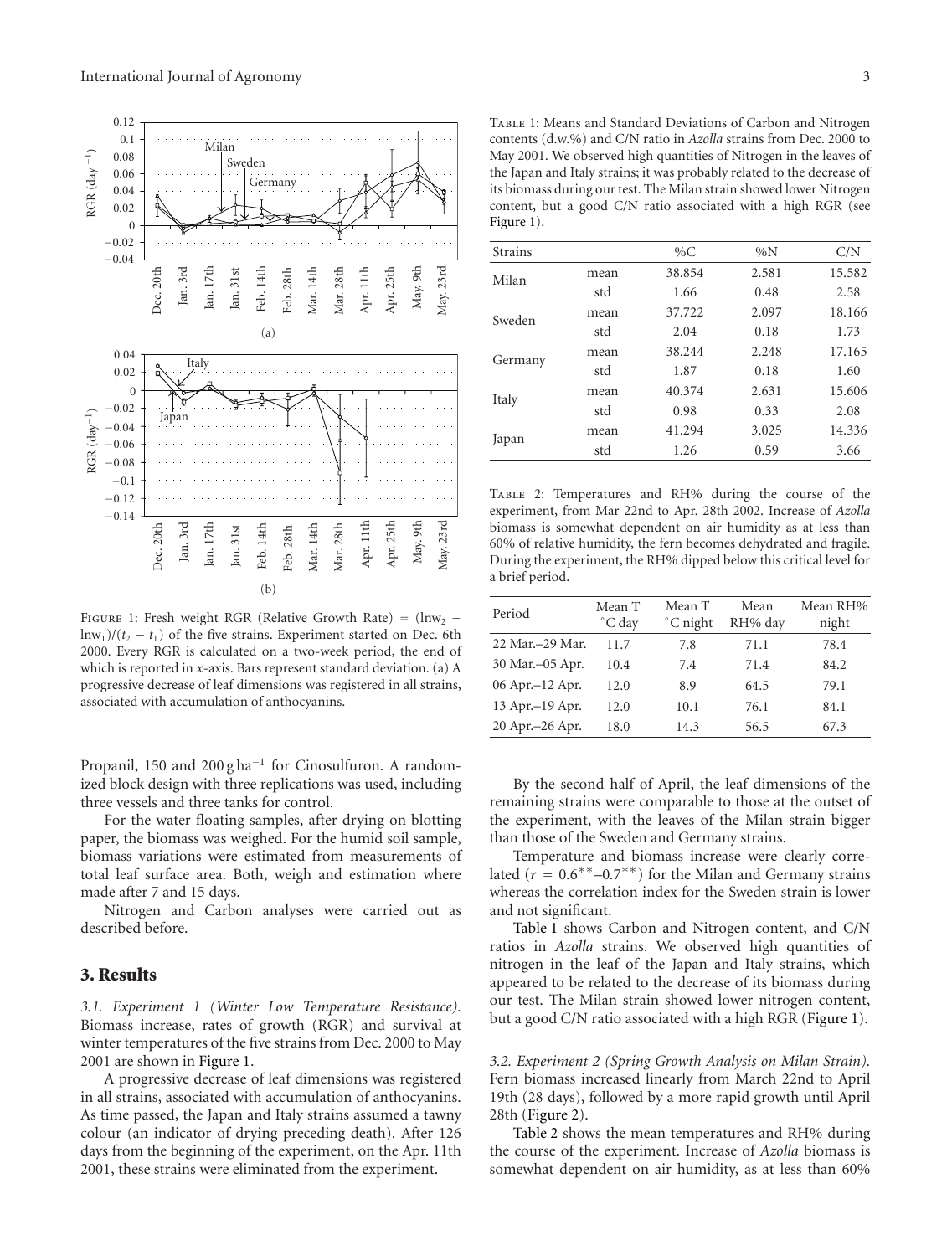Figure 1: Fresh weight RGR (Relative Growth Rate) = $(\ln w_2 - \ln w_1)/(t_2 - t_1)$ of the five strains. Experiment started on Dec. 6th 2000. Every RGR is calculated on a two-week period, the end of which is reported in x-axis. Bars represent standard deviation. (a) A progressive decrease of leaf dimensions was registered in all strains, associated with accumulation of anthocyanins.

Propanil, 150 and 200 g ha$^{-1}$ for Cinosulfuron. A randomized block design with three replications was used, including three vessels and three tanks for control.

For the water floating samples, after drying on blotting paper, the biomass was weighed. For the humid soil sample, biomass variations were estimated from measurements of total leaf surface area. Both, weigh and estimation where made after 7 and 15 days.

Nitrogen and Carbon analyses were carried out as described before.

## 3. Results

*3.1. Experiment 1 (Winter Low Temperature Resistance).* Biomass increase, rates of growth (RGR) and survival at winter temperatures of the five strains from Dec. 2000 to May 2001 are shown in Figure 1.

A progressive decrease of leaf dimensions was registered in all strains, associated with accumulation of anthocyanins. As time passed, the Japan and Italy strains assumed a tawny colour (an indicator of drying preceding death). After 126 days from the beginning of the experiment, on the Apr. 11th 2001, these strains were eliminated from the experiment.

Table 1: Means and Standard Deviations of Carbon and Nitrogen contents (d.w.%) and C/N ratio in *Azolla* strains from Dec. 2000 to May 2001. We observed high quantities of Nitrogen in the leaves of the Japan and Italy strains; it was probably related to the decrease of its biomass during our test. The Milan strain showed lower Nitrogen content, but a good C/N ratio associated with a high RGR (see Figure 1).

| Strains | | %C | %N | C/N |
|---|---|---|---|---|
| Milan | mean | 38.854 | 2.581 | 15.582 |
| | std | 1.66 | 0.48 | 2.58 |
| Sweden | mean | 37.722 | 2.097 | 18.166 |
| | std | 2.04 | 0.18 | 1.73 |
| Germany | mean | 38.244 | 2.248 | 17.165 |
| | std | 1.87 | 0.18 | 1.60 |
| Italy | mean | 40.374 | 2.631 | 15.606 |
| | std | 0.98 | 0.33 | 2.08 |
| Japan | mean | 41.294 | 3.025 | 14.336 |
| | std | 1.26 | 0.59 | 3.66 |

Table 2: Temperatures and RH% during the course of the experiment, from Mar 22nd to Apr. 28th 2002. Increase of *Azolla* biomass is somewhat dependent on air humidity as at less than 60% of relative humidity, the fern becomes dehydrated and fragile. During the experiment, the RH% dipped below this critical level for a brief period.

| Period | Mean T °C day | Mean T °C night | Mean RH% day | Mean RH% night |
|---|---|---|---|---|
| 22 Mar.–29 Mar. | 11.7 | 7.8 | 71.1 | 78.4 |
| 30 Mar.–05 Apr. | 10.4 | 7.4 | 71.4 | 84.2 |
| 06 Apr.–12 Apr. | 12.0 | 8.9 | 64.5 | 79.1 |
| 13 Apr.–19 Apr. | 12.0 | 10.1 | 76.1 | 84.1 |
| 20 Apr.–26 Apr. | 18.0 | 14.3 | 56.5 | 67.3 |

By the second half of April, the leaf dimensions of the remaining strains were comparable to those at the outset of the experiment, with the leaves of the Milan strain bigger than those of the Sweden and Germany strains.

Temperature and biomass increase were clearly correlated ($r = 0.6^{**}$–$0.7^{**}$) for the Milan and Germany strains whereas the correlation index for the Sweden strain is lower and not significant.

Table 1 shows Carbon and Nitrogen content, and C/N ratios in *Azolla* strains. We observed high quantities of nitrogen in the leaf of the Japan and Italy strains, which appeared to be related to the decrease of its biomass during our test. The Milan strain showed lower nitrogen content, but a good C/N ratio associated with a high RGR (Figure 1).

*3.2. Experiment 2 (Spring Growth Analysis on Milan Strain).* Fern biomass increased linearly from March 22nd to April 19th (28 days), followed by a more rapid growth until April 28th (Figure 2).

Table 2 shows the mean temperatures and RH% during the course of the experiment. Increase of *Azolla* biomass is somewhat dependent on air humidity, as at less than 60%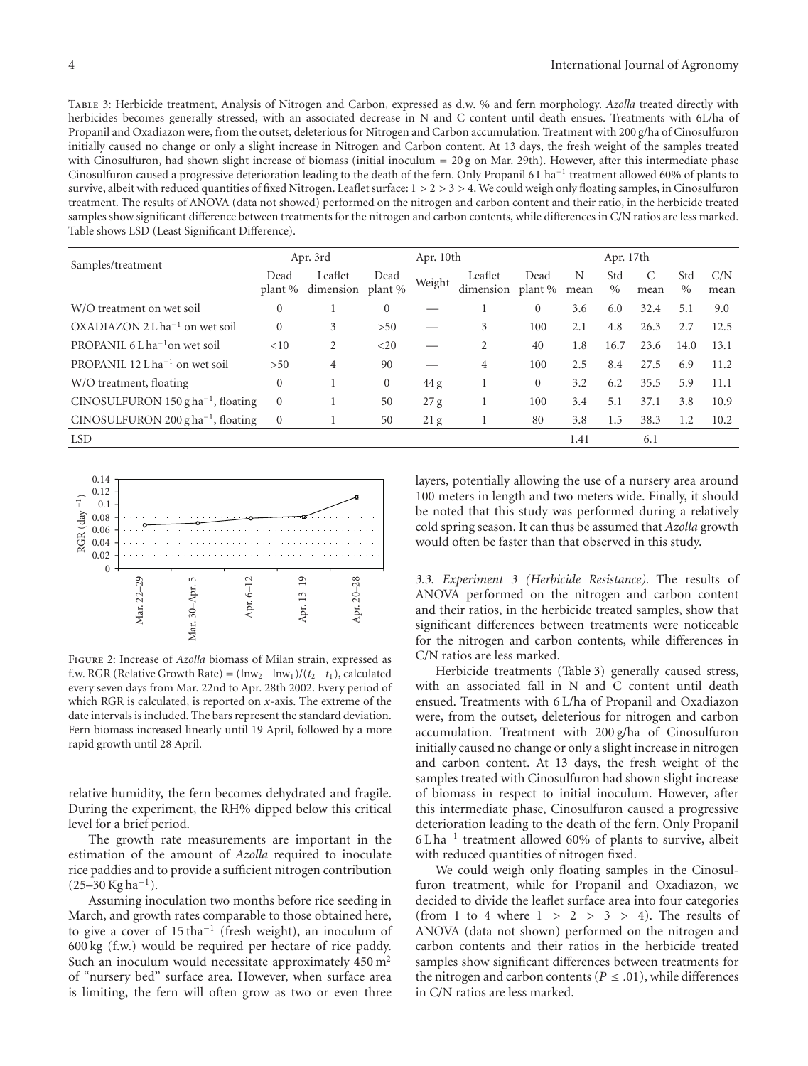Table 3: Herbicide treatment, Analysis of Nitrogen and Carbon, expressed as d.w. % and fern morphology. *Azolla* treated directly with herbicides becomes generally stressed, with an associated decrease in N and C content until death ensues. Treatments with 6L/ha of Propanil and Oxadiazon were, from the outset, deleterious for Nitrogen and Carbon accumulation. Treatment with 200 g/ha of Cinosulfuron initially caused no change or only a slight increase in Nitrogen and Carbon content. At 13 days, the fresh weight of the samples treated with Cinosulfuron, had shown slight increase of biomass (initial inoculum = 20 g on Mar. 29th). However, after this intermediate phase Cinosulfuron caused a progressive deterioration leading to the death of the fern. Only Propanil 6 L $ha^{-1}$ treatment allowed 60% of plants to survive, albeit with reduced quantities of fixed Nitrogen. Leaflet surface: 1 > 2 > 3 > 4. We could weigh only floating samples, in Cinosulfuron treatment. The results of ANOVA (data not showed) performed on the nitrogen and carbon content and their ratio, in the herbicide treated samples show significant difference between treatments for the nitrogen and carbon contents, while differences in C/N ratios are less marked. Table shows LSD (Least Significant Difference).

| Samples/treatment | Apr. 3rd | | Apr. 10th | | | Apr. 17th | | | | | |
|---|---|---|---|---|---|---|---|---|---|---|---|
| | Dead plant % | Leaflet dimension | Dead plant % | Weight | Leaflet dimension | Dead plant % | N mean | Std % | C mean | Std % | C/N mean |
| W/O treatment on wet soil | 0 | 1 | 0 | — | 1 | 0 | 3.6 | 6.0 | 32.4 | 5.1 | 9.0 |
| OXADIAZON 2 L $ha^{-1}$ on wet soil | 0 | 3 | >50 | — | 3 | 100 | 2.1 | 4.8 | 26.3 | 2.7 | 12.5 |
| PROPANIL 6 L $ha^{-1}$ on wet soil | <10 | 2 | <20 | — | 2 | 40 | 1.8 | 16.7 | 23.6 | 14.0 | 13.1 |
| PROPANIL 12 L $ha^{-1}$ on wet soil | >50 | 4 | 90 | — | 4 | 100 | 2.5 | 8.4 | 27.5 | 6.9 | 11.2 |
| W/O treatment, floating | 0 | 1 | 0 | 44 g | 1 | 0 | 3.2 | 6.2 | 35.5 | 5.9 | 11.1 |
| CINOSULFURON 150 g $ha^{-1}$, floating | 0 | 1 | 50 | 27 g | 1 | 100 | 3.4 | 5.1 | 37.1 | 3.8 | 10.9 |
| CINOSULFURON 200 g $ha^{-1}$, floating | 0 | 1 | 50 | 21 g | 1 | 80 | 3.8 | 1.5 | 38.3 | 1.2 | 10.2 |
| LSD | | | | | | | 1.41 | | 6.1 | | |

Figure 2: Increase of *Azolla* biomass of Milan strain, expressed as f.w. RGR (Relative Growth Rate) = $(\ln w_2 - \ln w_1)/(t_2 - t_1)$, calculated every seven days from Mar. 22nd to Apr. 28th 2002. Every period of which RGR is calculated, is reported on *x*-axis. The extreme of the date intervals is included. The bars represent the standard deviation. Fern biomass increased linearly until 19 April, followed by a more rapid growth until 28 April.

relative humidity, the fern becomes dehydrated and fragile. During the experiment, the RH% dipped below this critical level for a brief period.

The growth rate measurements are important in the estimation of the amount of *Azolla* required to inoculate rice paddies and to provide a sufficient nitrogen contribution (25–30 Kg $ha^{-1}$).

Assuming inoculation two months before rice seeding in March, and growth rates comparable to those obtained here, to give a cover of 15 $tha^{-1}$ (fresh weight), an inoculum of 600 kg (f.w.) would be required per hectare of rice paddy. Such an inoculum would necessitate approximately 450 $m^2$ of "nursery bed" surface area. However, when surface area is limiting, the fern will often grow as two or even three layers, potentially allowing the use of a nursery area around 100 meters in length and two meters wide. Finally, it should be noted that this study was performed during a relatively cold spring season. It can thus be assumed that *Azolla* growth would often be faster than that observed in this study.

*3.3. Experiment 3 (Herbicide Resistance).* The results of ANOVA performed on the nitrogen and carbon content and their ratios, in the herbicide treated samples, show that significant differences between treatments were noticeable for the nitrogen and carbon contents, while differences in C/N ratios are less marked.

Herbicide treatments (Table 3) generally caused stress, with an associated fall in N and C content until death ensued. Treatments with 6 L/ha of Propanil and Oxadiazon were, from the outset, deleterious for nitrogen and carbon accumulation. Treatment with 200 g/ha of Cinosulfuron initially caused no change or only a slight increase in nitrogen and carbon content. At 13 days, the fresh weight of the samples treated with Cinosulfuron had shown slight increase of biomass in respect to initial inoculum. However, after this intermediate phase, Cinosulfuron caused a progressive deterioration leading to the death of the fern. Only Propanil 6 L $ha^{-1}$ treatment allowed 60% of plants to survive, albeit with reduced quantities of nitrogen fixed.

We could weigh only floating samples in the Cinosulfuron treatment, while for Propanil and Oxadiazon, we decided to divide the leaflet surface area into four categories (from 1 to 4 where 1 > 2 > 3 > 4). The results of ANOVA (data not shown) performed on the nitrogen and carbon contents and their ratios in the herbicide treated samples show significant differences between treatments for the nitrogen and carbon contents ($P \leq .01$), while differences in C/N ratios are less marked.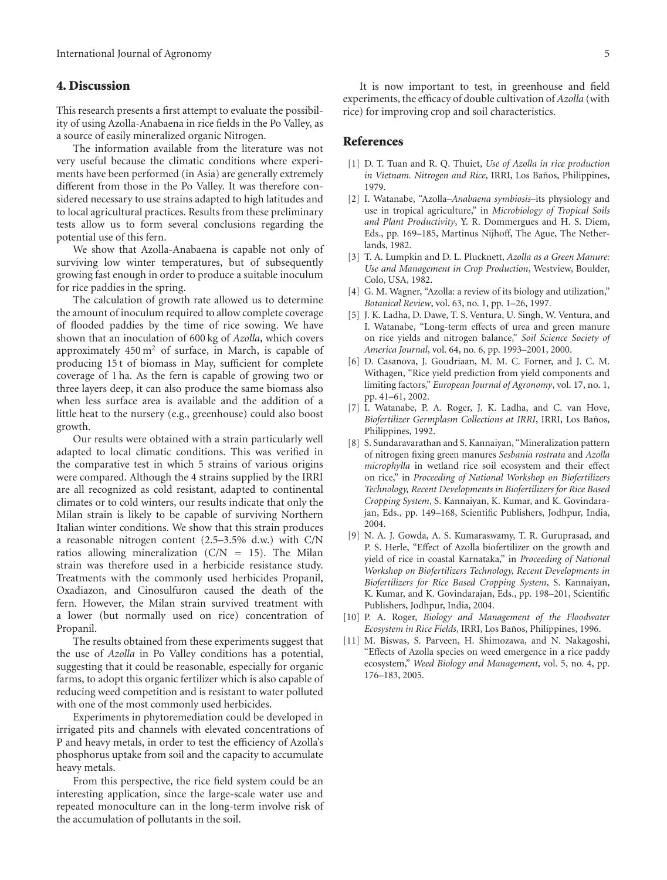## 4. Discussion

This research presents a first attempt to evaluate the possibility of using Azolla-Anabaena in rice fields in the Po Valley, as a source of easily mineralized organic Nitrogen.

The information available from the literature was not very useful because the climatic conditions where experiments have been performed (in Asia) are generally extremely different from those in the Po Valley. It was therefore considered necessary to use strains adapted to high latitudes and to local agricultural practices. Results from these preliminary tests allow us to form several conclusions regarding the potential use of this fern.

We show that Azolla-Anabaena is capable not only of surviving low winter temperatures, but of subsequently growing fast enough in order to produce a suitable inoculum for rice paddies in the spring.

The calculation of growth rate allowed us to determine the amount of inoculum required to allow complete coverage of flooded paddies by the time of rice sowing. We have shown that an inoculation of 600 kg of *Azolla*, which covers approximately 450 $m^2$ of surface, in March, is capable of producing 15 t of biomass in May, sufficient for complete coverage of 1 ha. As the fern is capable of growing two or three layers deep, it can also produce the same biomass also when less surface area is available and the addition of a little heat to the nursery (e.g., greenhouse) could also boost growth.

Our results were obtained with a strain particularly well adapted to local climatic conditions. This was verified in the comparative test in which 5 strains of various origins were compared. Although the 4 strains supplied by the IRRI are all recognized as cold resistant, adapted to continental climates or to cold winters, our results indicate that only the Milan strain is likely to be capable of surviving Northern Italian winter conditions. We show that this strain produces a reasonable nitrogen content (2.5–3.5% d.w.) with C/N ratios allowing mineralization (C/N = 15). The Milan strain was therefore used in a herbicide resistance study. Treatments with the commonly used herbicides Propanil, Oxadiazon, and Cinosulfuron caused the death of the fern. However, the Milan strain survived treatment with a lower (but normally used on rice) concentration of Propanil.

The results obtained from these experiments suggest that the use of *Azolla* in Po Valley conditions has a potential, suggesting that it could be reasonable, especially for organic farms, to adopt this organic fertilizer which is also capable of reducing weed competition and is resistant to water polluted with one of the most commonly used herbicides.

Experiments in phytoremediation could be developed in irrigated pits and channels with elevated concentrations of P and heavy metals, in order to test the efficiency of Azolla's phosphorus uptake from soil and the capacity to accumulate heavy metals.

From this perspective, the rice field system could be an interesting application, since the large-scale water use and repeated monoculture can in the long-term involve risk of the accumulation of pollutants in the soil.

It is now important to test, in greenhouse and field experiments, the efficacy of double cultivation of *Azolla* (with rice) for improving crop and soil characteristics.

## References

[1] D. T. Tuan and R. Q. Thuiet, *Use of Azolla in rice production in Vietnam. Nitrogen and Rice*, IRRI, Los Baños, Philippines, 1979.

[2] I. Watanabe, "Azolla–*Anabaena symbiosis*–its physiology and use in tropical agriculture," in *Microbiology of Tropical Soils and Plant Productivity*, Y. R. Dommergues and H. S. Diem, Eds., pp. 169–185, Martinus Nijhoff, The Ague, The Netherlands, 1982.

[3] T. A. Lumpkin and D. L. Plucknett, *Azolla as a Green Manure: Use and Management in Crop Production*, Westview, Boulder, Colo, USA, 1982.

[4] G. M. Wagner, "Azolla: a review of its biology and utilization," *Botanical Review*, vol. 63, no. 1, pp. 1–26, 1997.

[5] J. K. Ladha, D. Dawe, T. S. Ventura, U. Singh, W. Ventura, and I. Watanabe, "Long-term effects of urea and green manure on rice yields and nitrogen balance," *Soil Science Society of America Journal*, vol. 64, no. 6, pp. 1993–2001, 2000.

[6] D. Casanova, J. Goudriaan, M. M. C. Forner, and J. C. M. Withagen, "Rice yield prediction from yield components and limiting factors," *European Journal of Agronomy*, vol. 17, no. 1, pp. 41–61, 2002.

[7] I. Watanabe, P. A. Roger, J. K. Ladha, and C. van Hove, *Biofertilizer Germplasm Collections at IRRI*, IRRI, Los Baños, Philippines, 1992.

[8] S. Sundaravarathan and S. Kannaiyan, "Mineralization pattern of nitrogen fixing green manures *Sesbania rostrata* and *Azolla microphylla* in wetland rice soil ecosystem and their effect on rice," in *Proceeding of National Workshop on Biofertilizers Technology, Recent Developments in Biofertilizers for Rice Based Cropping System*, S. Kannaiyan, K. Kumar, and K. Govindarajan, Eds., pp. 149–168, Scientific Publishers, Jodhpur, India, 2004.

[9] N. A. J. Gowda, A. S. Kumaraswamy, T. R. Guruprasad, and P. S. Herle, "Effect of Azolla biofertilizer on the growth and yield of rice in coastal Karnataka," in *Proceeding of National Workshop on Biofertilizers Technology, Recent Developments in Biofertilizers for Rice Based Cropping System*, S. Kannaiyan, K. Kumar, and K. Govindarajan, Eds., pp. 198–201, Scientific Publishers, Jodhpur, India, 2004.

[10] P. A. Roger, *Biology and Management of the Floodwater Ecosystem in Rice Fields*, IRRI, Los Baños, Philippines, 1996.

[11] M. Biswas, S. Parveen, H. Shimozawa, and N. Nakagoshi, "Effects of Azolla species on weed emergence in a rice paddy ecosystem," *Weed Biology and Management*, vol. 5, no. 4, pp. 176–183, 2005.